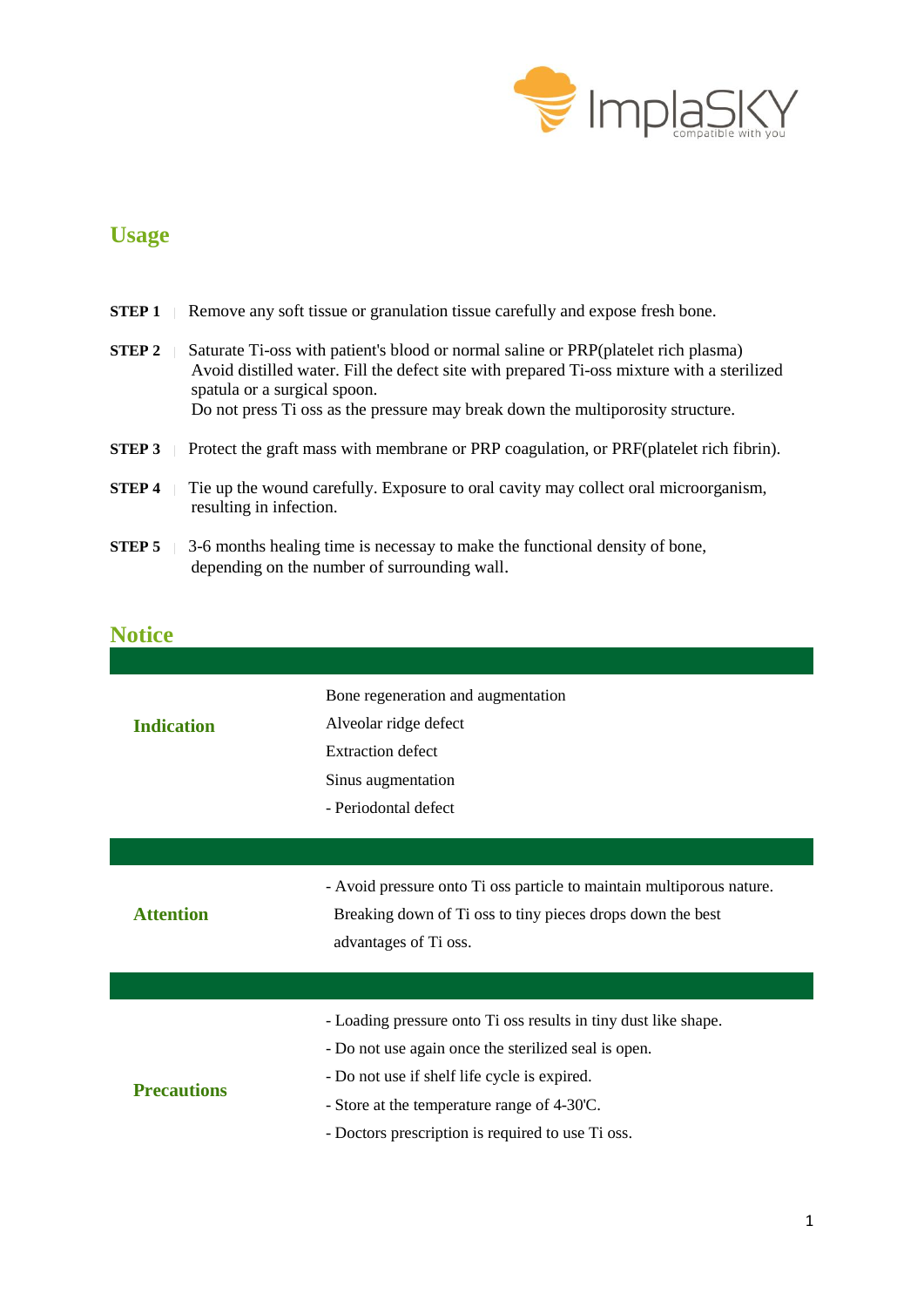## Usage

**STEP 1** | Remove any soft tissue or granulation tissue carefully and expose fresh bone.

**STEP 2** | Saturate Ti-oss with patient's blood or normal saline or PRP(platelet rich plasma) Avoid distilled water. Fill the defect site with prepared Ti-oss mixture with a sterilized spatula or a surgical spoon.
Do not press Ti oss as the pressure may break down the multiporosity structure.

**STEP 3** | Protect the graft mass with membrane or PRP coagulation, or PRF(platelet rich fibrin).

**STEP 4** | Tie up the wound carefully. Exposure to oral cavity may collect oral microorganism, resulting in infection.

**STEP 5** | 3-6 months healing time is necessay to make the functional density of bone, depending on the number of surrounding wall.

## Notice

| | |
|---|---|
| **Indication** | Bone regeneration and augmentation<br>Alveolar ridge defect<br>Extraction defect<br>Sinus augmentation<br>- Periodontal defect |
| **Attention** | - Avoid pressure onto Ti oss particle to maintain multiporous nature. Breaking down of Ti oss to tiny pieces drops down the best advantages of Ti oss. |
| **Precautions** | - Loading pressure onto Ti oss results in tiny dust like shape.<br>- Do not use again once the sterilized seal is open.<br>- Do not use if shelf life cycle is expired.<br>- Store at the temperature range of 4-30'C.<br>- Doctors prescription is required to use Ti oss. |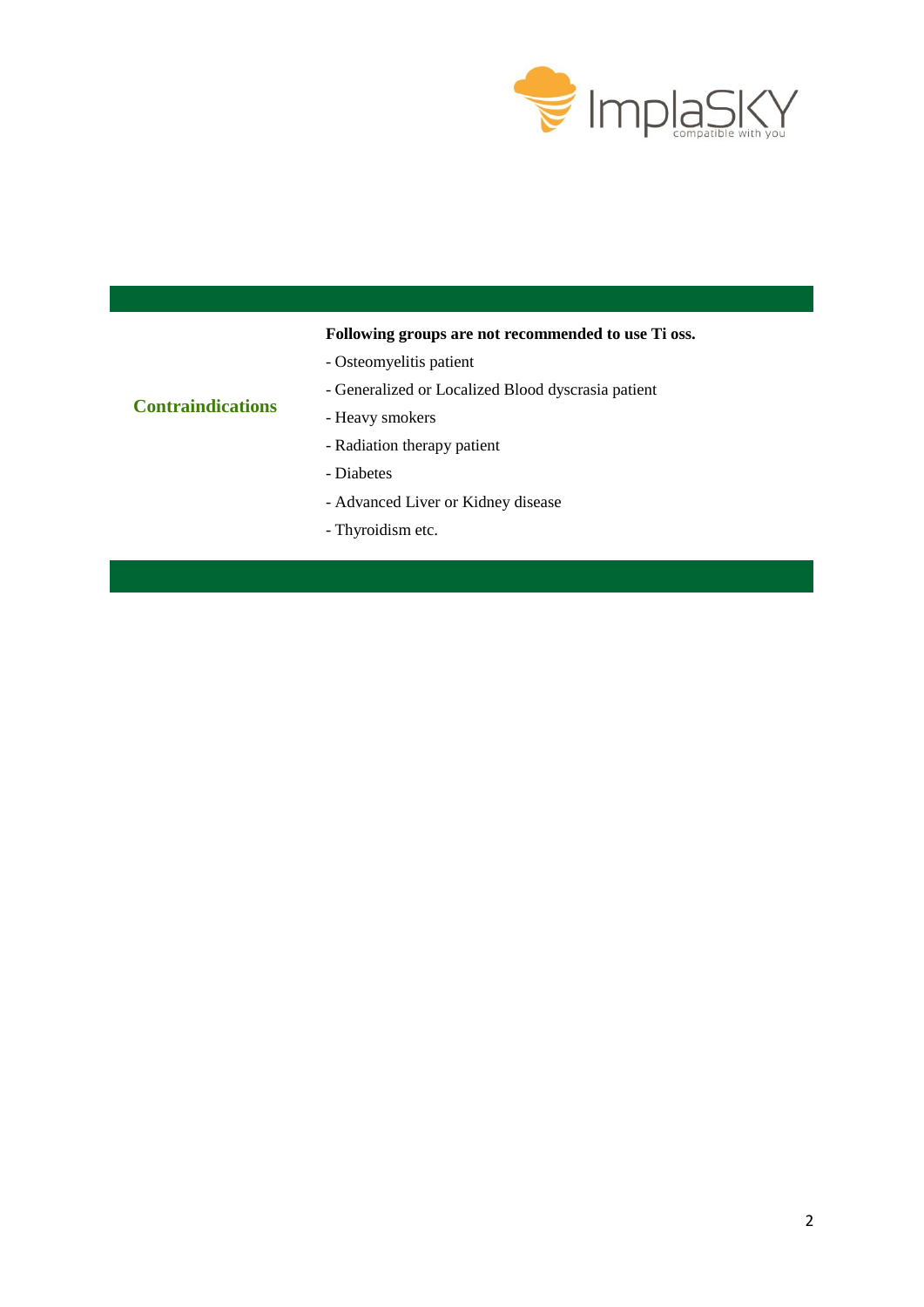| | |
|---|---|
| **Contraindications** | **Following groups are not recommended to use Ti oss.**<br>- Osteomyelitis patient<br>- Generalized or Localized Blood dyscrasia patient<br>- Heavy smokers<br>- Radiation therapy patient<br>- Diabetes<br>- Advanced Liver or Kidney disease<br>- Thyroidism etc. |